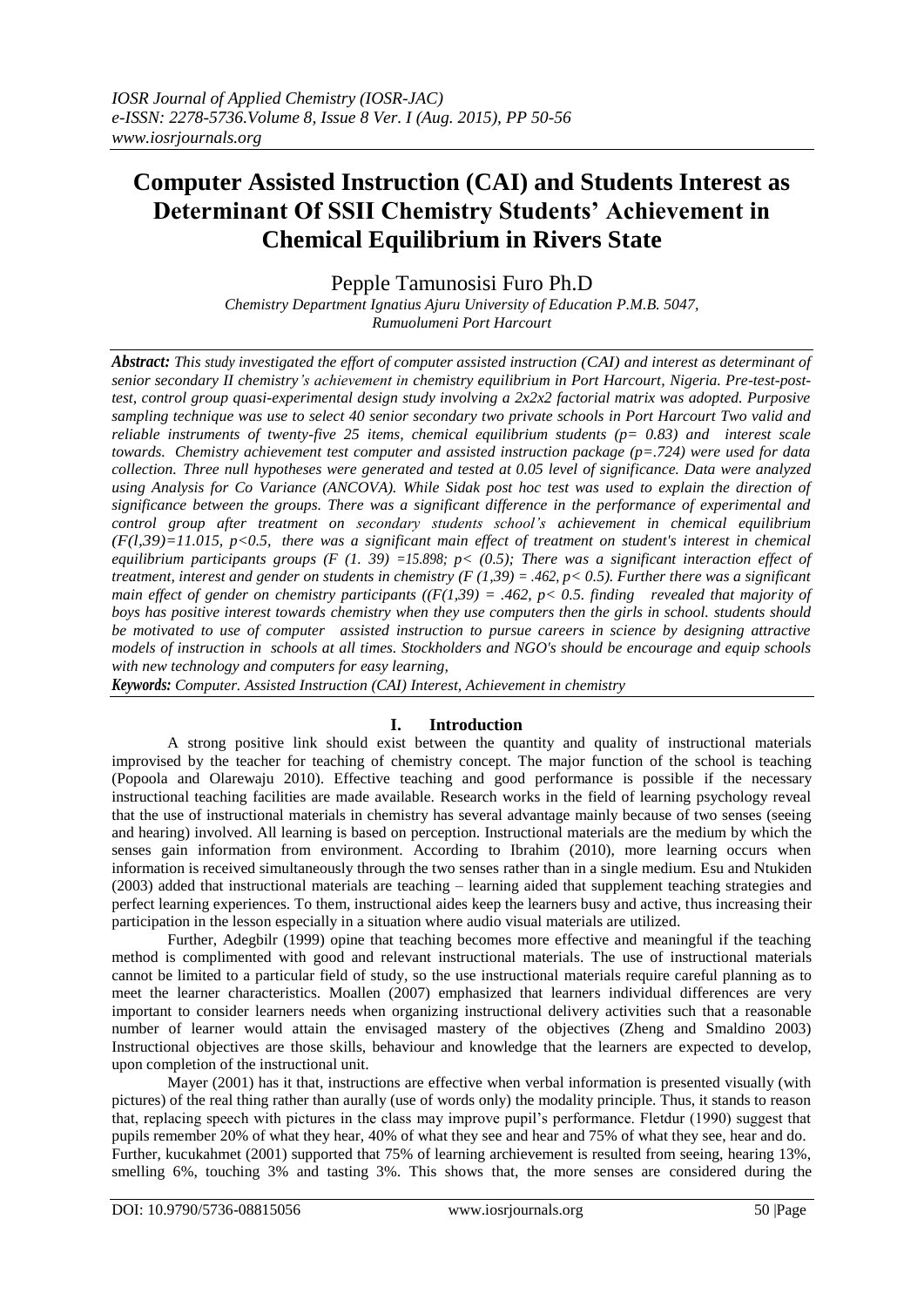# Computer Assisted Instruction (CAI) and Students Interest as Determinant Of SSII Chemistry Students' Achievement in Chemical Equilibrium in Rivers State

Pepple Tamunosisi Furo Ph.D

*Chemistry Department Ignatius Ajuru University of Education P.M.B. 5047, Rumuolumeni Port Harcourt*

***Abstract:*** *This study investigated the effort of computer assisted instruction (CAI) and interest as determinant of senior secondary II chemistry's achievement in chemistry equilibrium in Port Harcourt, Nigeria. Pre-test-post-test, control group quasi-experimental design study involving a 2x2x2 factorial matrix was adopted. Purposive sampling technique was use to select 40 senior secondary two private schools in Port Harcourt Two valid and reliable instruments of twenty-five 25 items, chemical equilibrium students (p= 0.83) and interest scale towards. Chemistry achievement test computer and assisted instruction package (p=.724) were used for data collection. Three null hypotheses were generated and tested at 0.05 level of significance. Data were analyzed using Analysis for Co Variance (ANCOVA). While Sidak post hoc test was used to explain the direction of significance between the groups. There was a significant difference in the performance of experimental and control group after treatment on secondary students school's achievement in chemical equilibrium $(F(l,39)=11.015, p<0.5$, there was a significant main effect of treatment on student's interest in chemical equilibrium participants groups $(F (1. 39) =15.898; p< (0.5)$; There was a significant interaction effect of treatment, interest and gender on students in chemistry $(F (1,39) = .462, p< 0.5)$. Further there was a significant main effect of gender on chemistry participants $((F(1,39) = .462, p< 0.5$. finding revealed that majority of boys has positive interest towards chemistry when they use computers then the girls in school. students should be motivated to use of computer assisted instruction to pursue careers in science by designing attractive models of instruction in schools at all times. Stockholders and NGO's should be encourage and equip schools with new technology and computers for easy learning,*

***Keywords:*** *Computer. Assisted Instruction (CAI) Interest, Achievement in chemistry*

## I. Introduction

A strong positive link should exist between the quantity and quality of instructional materials improvised by the teacher for teaching of chemistry concept. The major function of the school is teaching (Popoola and Olarewaju 2010). Effective teaching and good performance is possible if the necessary instructional teaching facilities are made available. Research works in the field of learning psychology reveal that the use of instructional materials in chemistry has several advantage mainly because of two senses (seeing and hearing) involved. All learning is based on perception. Instructional materials are the medium by which the senses gain information from environment. According to Ibrahim (2010), more learning occurs when information is received simultaneously through the two senses rather than in a single medium. Esu and Ntukiden (2003) added that instructional materials are teaching – learning aided that supplement teaching strategies and perfect learning experiences. To them, instructional aides keep the learners busy and active, thus increasing their participation in the lesson especially in a situation where audio visual materials are utilized.

Further, Adegbilr (1999) opine that teaching becomes more effective and meaningful if the teaching method is complimented with good and relevant instructional materials. The use of instructional materials cannot be limited to a particular field of study, so the use instructional materials require careful planning as to meet the learner characteristics. Moallen (2007) emphasized that learners individual differences are very important to consider learners needs when organizing instructional delivery activities such that a reasonable number of learner would attain the envisaged mastery of the objectives (Zheng and Smaldino 2003) Instructional objectives are those skills, behaviour and knowledge that the learners are expected to develop, upon completion of the instructional unit.

Mayer (2001) has it that, instructions are effective when verbal information is presented visually (with pictures) of the real thing rather than aurally (use of words only) the modality principle. Thus, it stands to reason that, replacing speech with pictures in the class may improve pupil's performance. Fletdur (1990) suggest that pupils remember 20% of what they hear, 40% of what they see and hear and 75% of what they see, hear and do. Further, kucukahmet (2001) supported that 75% of learning archievement is resulted from seeing, hearing 13%, smelling 6%, touching 3% and tasting 3%. This shows that, the more senses are considered during the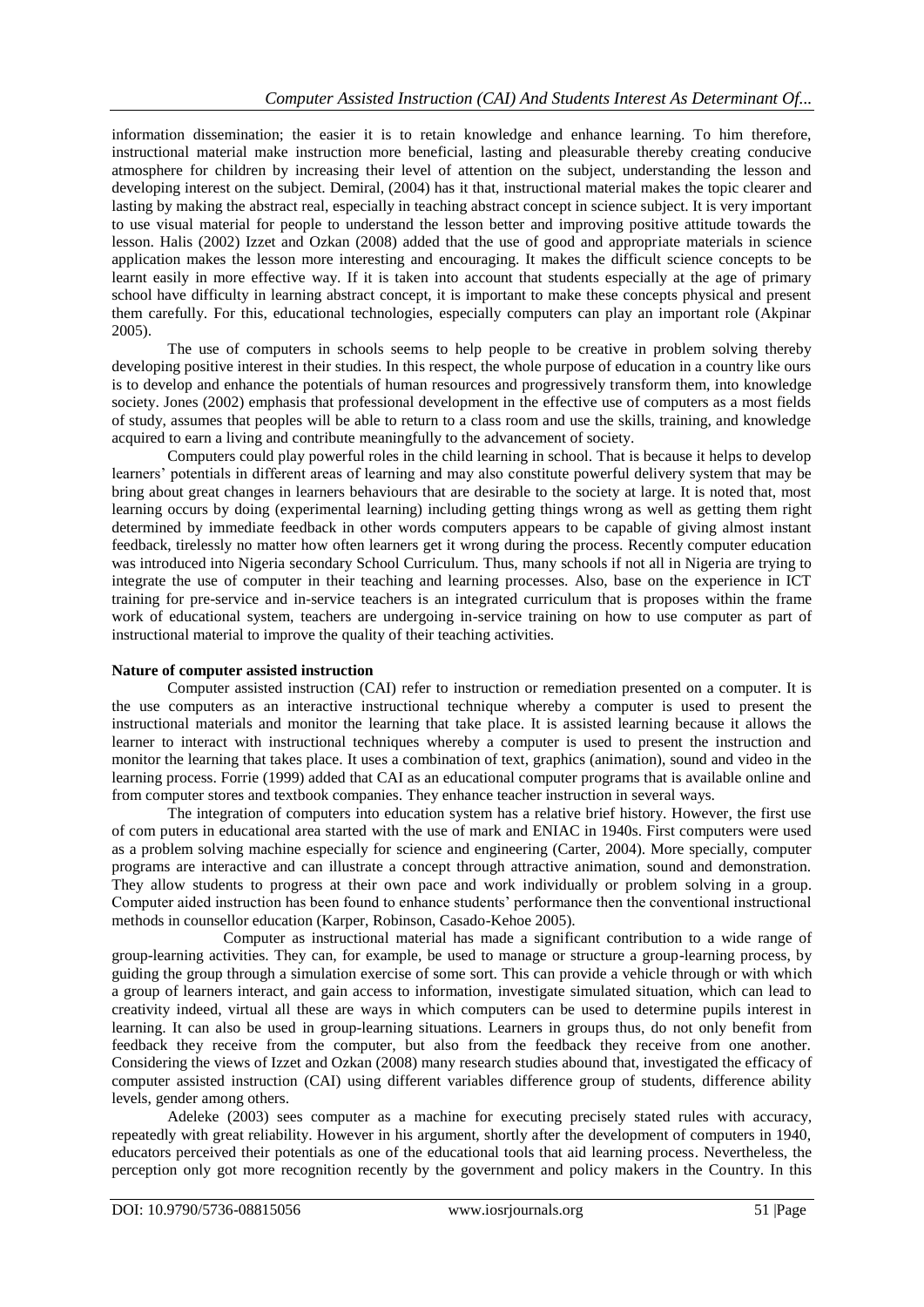information dissemination; the easier it is to retain knowledge and enhance learning. To him therefore, instructional material make instruction more beneficial, lasting and pleasurable thereby creating conducive atmosphere for children by increasing their level of attention on the subject, understanding the lesson and developing interest on the subject. Demiral, (2004) has it that, instructional material makes the topic clearer and lasting by making the abstract real, especially in teaching abstract concept in science subject. It is very important to use visual material for people to understand the lesson better and improving positive attitude towards the lesson. Halis (2002) Izzet and Ozkan (2008) added that the use of good and appropriate materials in science application makes the lesson more interesting and encouraging. It makes the difficult science concepts to be learnt easily in more effective way. If it is taken into account that students especially at the age of primary school have difficulty in learning abstract concept, it is important to make these concepts physical and present them carefully. For this, educational technologies, especially computers can play an important role (Akpinar 2005).

The use of computers in schools seems to help people to be creative in problem solving thereby developing positive interest in their studies. In this respect, the whole purpose of education in a country like ours is to develop and enhance the potentials of human resources and progressively transform them, into knowledge society. Jones (2002) emphasis that professional development in the effective use of computers as a most fields of study, assumes that peoples will be able to return to a class room and use the skills, training, and knowledge acquired to earn a living and contribute meaningfully to the advancement of society.

Computers could play powerful roles in the child learning in school. That is because it helps to develop learners' potentials in different areas of learning and may also constitute powerful delivery system that may be bring about great changes in learners behaviours that are desirable to the society at large. It is noted that, most learning occurs by doing (experimental learning) including getting things wrong as well as getting them right determined by immediate feedback in other words computers appears to be capable of giving almost instant feedback, tirelessly no matter how often learners get it wrong during the process. Recently computer education was introduced into Nigeria secondary School Curriculum. Thus, many schools if not all in Nigeria are trying to integrate the use of computer in their teaching and learning processes. Also, base on the experience in ICT training for pre-service and in-service teachers is an integrated curriculum that is proposes within the frame work of educational system, teachers are undergoing in-service training on how to use computer as part of instructional material to improve the quality of their teaching activities.

**Nature of computer assisted instruction**

Computer assisted instruction (CAI) refer to instruction or remediation presented on a computer. It is the use computers as an interactive instructional technique whereby a computer is used to present the instructional materials and monitor the learning that take place. It is assisted learning because it allows the learner to interact with instructional techniques whereby a computer is used to present the instruction and monitor the learning that takes place. It uses a combination of text, graphics (animation), sound and video in the learning process. Forrie (1999) added that CAI as an educational computer programs that is available online and from computer stores and textbook companies. They enhance teacher instruction in several ways.

The integration of computers into education system has a relative brief history. However, the first use of com puters in educational area started with the use of mark and ENIAC in 1940s. First computers were used as a problem solving machine especially for science and engineering (Carter, 2004). More specially, computer programs are interactive and can illustrate a concept through attractive animation, sound and demonstration. They allow students to progress at their own pace and work individually or problem solving in a group. Computer aided instruction has been found to enhance students' performance then the conventional instructional methods in counsellor education (Karper, Robinson, Casado-Kehoe 2005).

Computer as instructional material has made a significant contribution to a wide range of group-learning activities. They can, for example, be used to manage or structure a group-learning process, by guiding the group through a simulation exercise of some sort. This can provide a vehicle through or with which a group of learners interact, and gain access to information, investigate simulated situation, which can lead to creativity indeed, virtual all these are ways in which computers can be used to determine pupils interest in learning. It can also be used in group-learning situations. Learners in groups thus, do not only benefit from feedback they receive from the computer, but also from the feedback they receive from one another. Considering the views of Izzet and Ozkan (2008) many research studies abound that, investigated the efficacy of computer assisted instruction (CAI) using different variables difference group of students, difference ability levels, gender among others.

Adeleke (2003) sees computer as a machine for executing precisely stated rules with accuracy, repeatedly with great reliability. However in his argument, shortly after the development of computers in 1940, educators perceived their potentials as one of the educational tools that aid learning process. Nevertheless, the perception only got more recognition recently by the government and policy makers in the Country. In this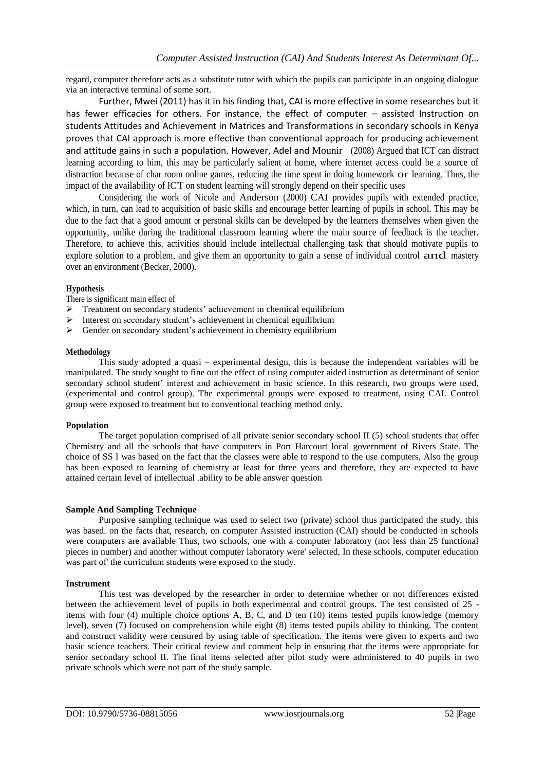regard, computer therefore acts as a substitute tutor with which the pupils can participate in an ongoing dialogue via an interactive terminal of some sort.

Further, Mwei (2011) has it in his finding that, CAI is more effective in some researches but it has fewer efficacies for others. For instance, the effect of computer – assisted Instruction on students Attitudes and Achievement in Matrices and Transformations in secondary schools in Kenya proves that CAI approach is more effective than conventional approach for producing achievement and attitude gains in such a population. However, Adel and Mounir (2008) Argued that ICT can distract learning according to him, this may be particularly salient at home, where internet access could be a source of distraction because of char room online games, reducing the time spent in doing homework or learning. Thus, the impact of the availability of IC'T on student learning will strongly depend on their specific uses

Considering the work of Nicole and Anderson (2000) CAI provides pupils with extended practice, which, in turn, can lead to acquisition of basic skills and encourage better learning of pupils in school. This may be due to the fact that a good amount or personal skills can be developed by the learners themselves when given the opportunity, unlike during the traditional classroom learning where the main source of feedback is the teacher. Therefore, to achieve this, activities should include intellectual challenging task that should motivate pupils to explore solution to a problem, and give them an opportunity to gain a sense of individual control **and** mastery over an environment (Becker, 2000).

### Hypothesis

There is significant main effect of

- Treatment on secondary students' achievement in chemical equilibrium
- Interest on secondary student's achievement in chemical equilibrium
- Gender on secondary student's achievement in chemistry equilibrium

### Methodology

This study adopted a quasi – experimental design, this is because the independent variables will be manipulated. The study sought to fine out the effect of using computer aided instruction as determinant of senior secondary school student' interest and achievement in basic science. In this research, two groups were used, (experimental and control group). The experimental groups were exposed to treatment, using CAI. Control group were exposed to treatment but to conventional teaching method only.

### Population

The target population comprised of all private senior secondary school II (5) school students that offer Chemistry and all the schools that have computers in Port Harcourt local government of Rivers State. The choice of SS I was based on the fact that the classes were able to respond to the use computers, Also the group has been exposed to learning of chemistry at least for three years and therefore, they are expected to have attained certain level of intellectual .ability to be able answer question

### Sample And Sampling Technique

Purposive sampling technique was used to select two (private) school thus participated the study, this was based. on the facts that, research, on computer Assisted instruction (CAI) should be conducted in schools were computers are available Thus, two schools, one with a computer laboratory (not less than 25 functional pieces in number) and another without computer laboratory were' selected, In these schools, computer education was part of' the curriculum students were exposed to the study.

### Instrument

This test was developed by the researcher in order to determine whether or not differences existed between the achievement level of pupils in both experimental and control groups. The test consisted of 25 - items with four (4) multiple choice options A, B, C, and D ten (10) items tested pupils knowledge (memory level), seven (7) focused on comprehension while eight (8) items tested pupils ability to thinking. The content and construct validity were censured by using table of specification. The items were given to experts and two basic science teachers. Their critical review and comment help in ensuring that the items were appropriate for senior secondary school II. The final items selected after pilot study were administered to 40 pupils in two private schools which were not part of the study sample.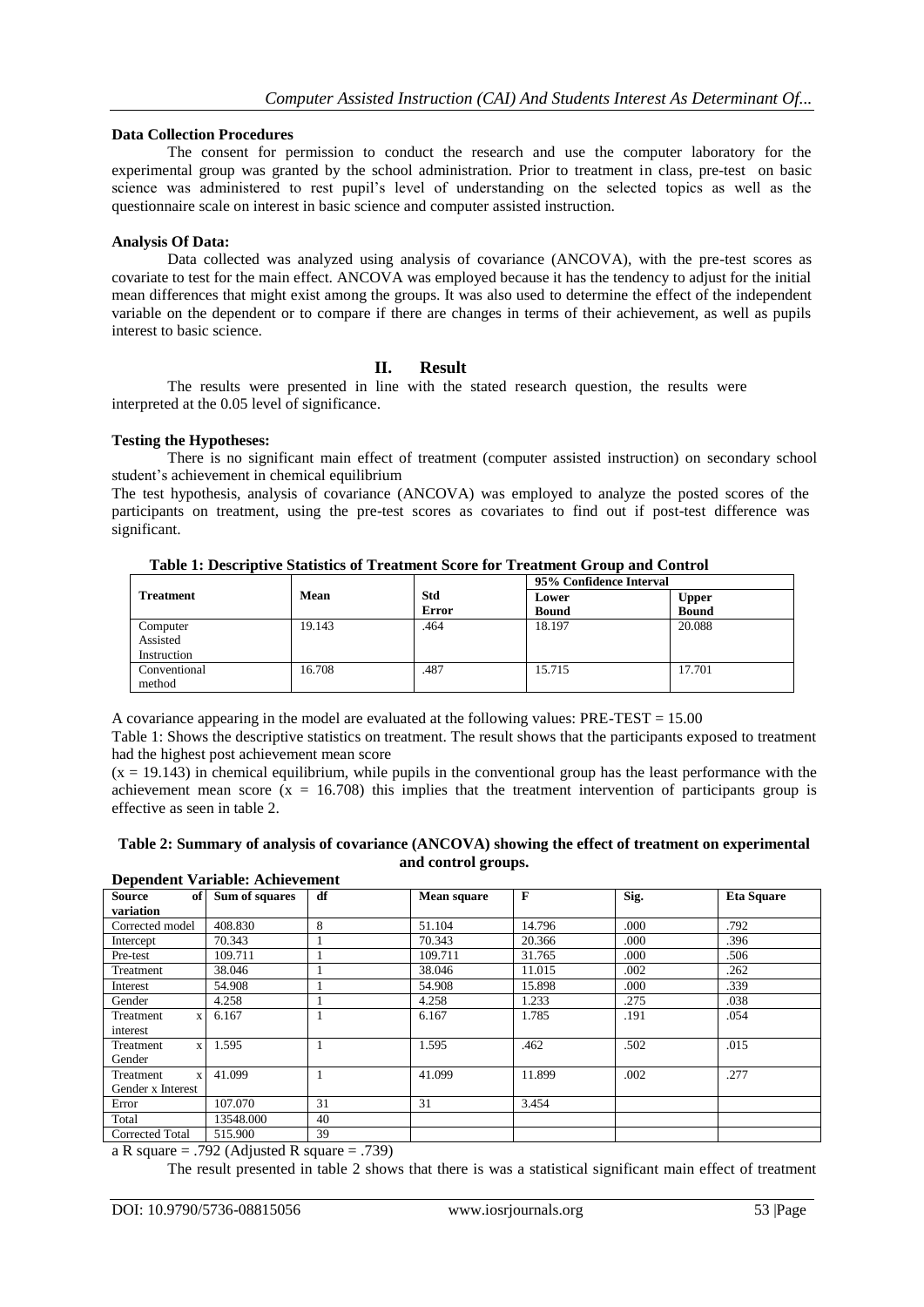**Data Collection Procedures**

The consent for permission to conduct the research and use the computer laboratory for the experimental group was granted by the school administration. Prior to treatment in class, pre-test on basic science was administered to rest pupil's level of understanding on the selected topics as well as the questionnaire scale on interest in basic science and computer assisted instruction.

**Analysis Of Data:**

Data collected was analyzed using analysis of covariance (ANCOVA), with the pre-test scores as covariate to test for the main effect. ANCOVA was employed because it has the tendency to adjust for the initial mean differences that might exist among the groups. It was also used to determine the effect of the independent variable on the dependent or to compare if there are changes in terms of their achievement, as well as pupils interest to basic science.

## II. Result

The results were presented in line with the stated research question, the results were interpreted at the 0.05 level of significance.

**Testing the Hypotheses:**

There is no significant main effect of treatment (computer assisted instruction) on secondary school student's achievement in chemical equilibrium

The test hypothesis, analysis of covariance (ANCOVA) was employed to analyze the posted scores of the participants on treatment, using the pre-test scores as covariates to find out if post-test difference was significant.

**Table 1: Descriptive Statistics of Treatment Score for Treatment Group and Control**

| Treatment | Mean | Std Error | 95% Confidence Interval | |
|---|---|---|---|---|
| | | | Lower Bound | Upper Bound |
| Computer Assisted Instruction | 19.143 | .464 | 18.197 | 20.088 |
| Conventional method | 16.708 | .487 | 15.715 | 17.701 |

A covariance appearing in the model are evaluated at the following values: PRE-TEST = 15.00

Table 1: Shows the descriptive statistics on treatment. The result shows that the participants exposed to treatment had the highest post achievement mean score

($x = 19.143$) in chemical equilibrium, while pupils in the conventional group has the least performance with the achievement mean score ($x = 16.708$) this implies that the treatment intervention of participants group is effective as seen in table 2.

**Table 2: Summary of analysis of covariance (ANCOVA) showing the effect of treatment on experimental and control groups.**

**Dependent Variable: Achievement**

| Source of variation | Sum of squares | df | Mean square | F | Sig. | Eta Square |
|---|---|---|---|---|---|---|
| Corrected model | 408.830 | 8 | 51.104 | 14.796 | .000 | .792 |
| Intercept | 70.343 | 1 | 70.343 | 20.366 | .000 | .396 |
| Pre-test | 109.711 | 1 | 109.711 | 31.765 | .000 | .506 |
| Treatment | 38.046 | 1 | 38.046 | 11.015 | .002 | .262 |
| Interest | 54.908 | 1 | 54.908 | 15.898 | .000 | .339 |
| Gender | 4.258 | 1 | 4.258 | 1.233 | .275 | .038 |
| Treatment x interest | 6.167 | 1 | 6.167 | 1.785 | .191 | .054 |
| Treatment x Gender | 1.595 | 1 | 1.595 | .462 | .502 | .015 |
| Treatment x Gender x Interest | 41.099 | 1 | 41.099 | 11.899 | .002 | .277 |
| Error | 107.070 | 31 | 31 | 3.454 | | |
| Total | 13548.000 | 40 | | | | |
| Corrected Total | 515.900 | 39 | | | | |

a R square = .792 (Adjusted R square = .739)

The result presented in table 2 shows that there is was a statistical significant main effect of treatment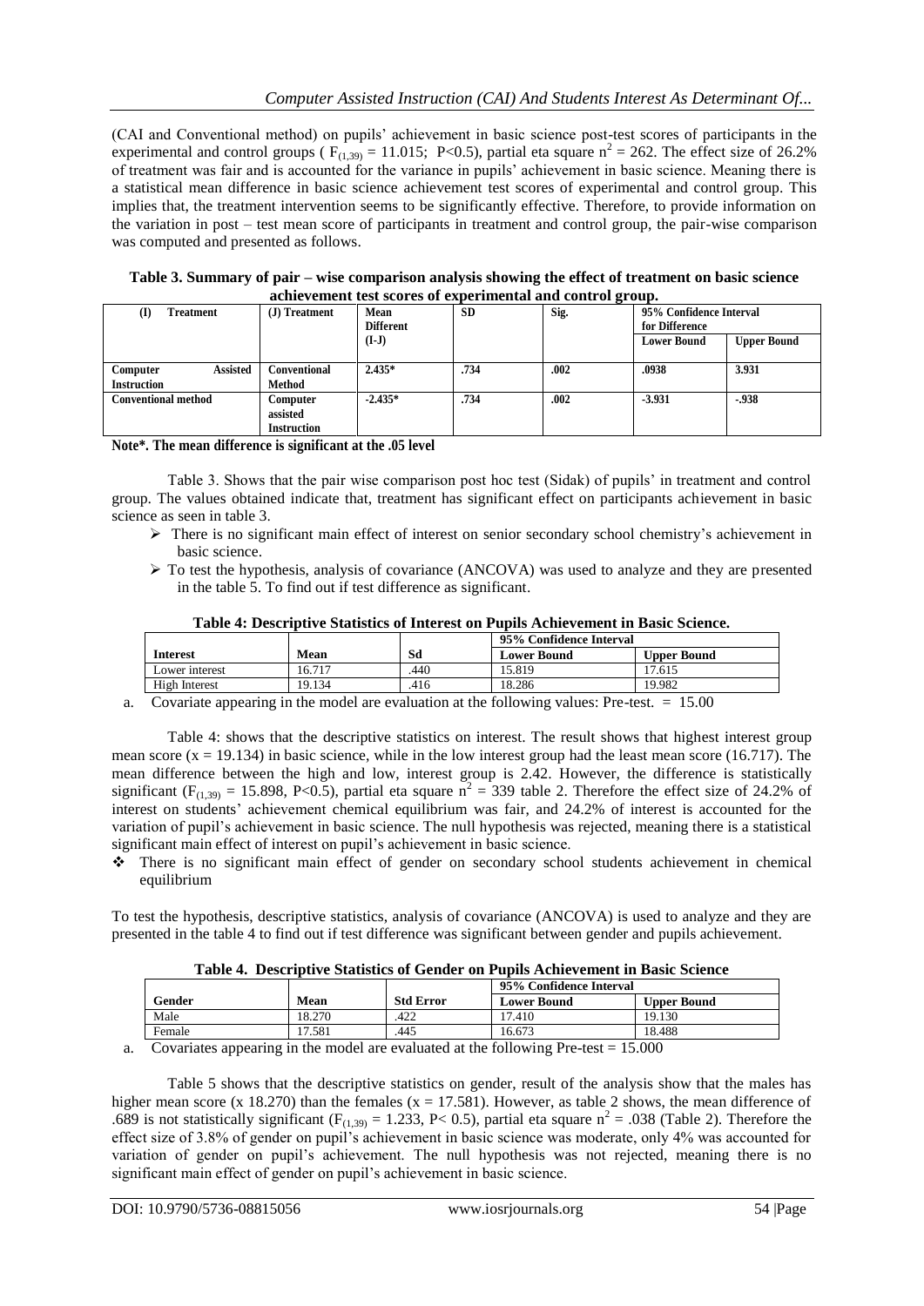(CAI and Conventional method) on pupils' achievement in basic science post-test scores of participants in the experimental and control groups ( $F_{(1,39)} = 11.015$; P<0.5), partial eta square $n^2 = 262$. The effect size of 26.2% of treatment was fair and is accounted for the variance in pupils' achievement in basic science. Meaning there is a statistical mean difference in basic science achievement test scores of experimental and control group. This implies that, the treatment intervention seems to be significantly effective. Therefore, to provide information on the variation in post – test mean score of participants in treatment and control group, the pair-wise comparison was computed and presented as follows.

**Table 3. Summary of pair – wise comparison analysis showing the effect of treatment on basic science achievement test scores of experimental and control group.**

| (I) Treatment | (J) Treatment | Mean Different (I-J) | SD | Sig. | 95% Confidence Interval for Difference | |
|---|---|---|---|---|---|---|
| | | | | | Lower Bound | Upper Bound |
| Computer Assisted Instruction | Conventional Method | 2.435* | .734 | .002 | .0938 | 3.931 |
| Conventional method | Computer assisted Instruction | -2.435* | .734 | .002 | -3.931 | -.938 |

**Note*. The mean difference is significant at the .05 level**

Table 3. Shows that the pair wise comparison post hoc test (Sidak) of pupils' in treatment and control group. The values obtained indicate that, treatment has significant effect on participants achievement in basic science as seen in table 3.

- There is no significant main effect of interest on senior secondary school chemistry's achievement in basic science.
- To test the hypothesis, analysis of covariance (ANCOVA) was used to analyze and they are presented in the table 5. To find out if test difference as significant.

**Table 4: Descriptive Statistics of Interest on Pupils Achievement in Basic Science.**

| Interest | Mean | Sd | 95% Confidence Interval | |
|---|---|---|---|---|
| | | | Lower Bound | Upper Bound |
| Lower interest | 16.717 | .440 | 15.819 | 17.615 |
| High Interest | 19.134 | .416 | 18.286 | 19.982 |

a. Covariate appearing in the model are evaluation at the following values: Pre-test. = 15.00

Table 4: shows that the descriptive statistics on interest. The result shows that highest interest group mean score (x = 19.134) in basic science, while in the low interest group had the least mean score (16.717). The mean difference between the high and low, interest group is 2.42. However, the difference is statistically significant ($F_{(1,39)} = 15.898$, P<0.5), partial eta square $n^2 = 339$ table 2. Therefore the effect size of 24.2% of interest on students' achievement chemical equilibrium was fair, and 24.2% of interest is accounted for the variation of pupil's achievement in basic science. The null hypothesis was rejected, meaning there is a statistical significant main effect of interest on pupil's achievement in basic science.

- There is no significant main effect of gender on secondary school students achievement in chemical equilibrium

To test the hypothesis, descriptive statistics, analysis of covariance (ANCOVA) is used to analyze and they are presented in the table 4 to find out if test difference was significant between gender and pupils achievement.

**Table 4. Descriptive Statistics of Gender on Pupils Achievement in Basic Science**

| Gender | Mean | Std Error | 95% Confidence Interval | |
|---|---|---|---|---|
| | | | Lower Bound | Upper Bound |
| Male | 18.270 | .422 | 17.410 | 19.130 |
| Female | 17.581 | .445 | 16.673 | 18.488 |

a. Covariates appearing in the model are evaluated at the following Pre-test = 15.000

Table 5 shows that the descriptive statistics on gender, result of the analysis show that the males has higher mean score (x 18.270) than the females (x = 17.581). However, as table 2 shows, the mean difference of .689 is not statistically significant ($F_{(1,39)} = 1.233$, P< 0.5), partial eta square $n^2 = .038$ (Table 2). Therefore the effect size of 3.8% of gender on pupil's achievement in basic science was moderate, only 4% was accounted for variation of gender on pupil's achievement. The null hypothesis was not rejected, meaning there is no significant main effect of gender on pupil's achievement in basic science.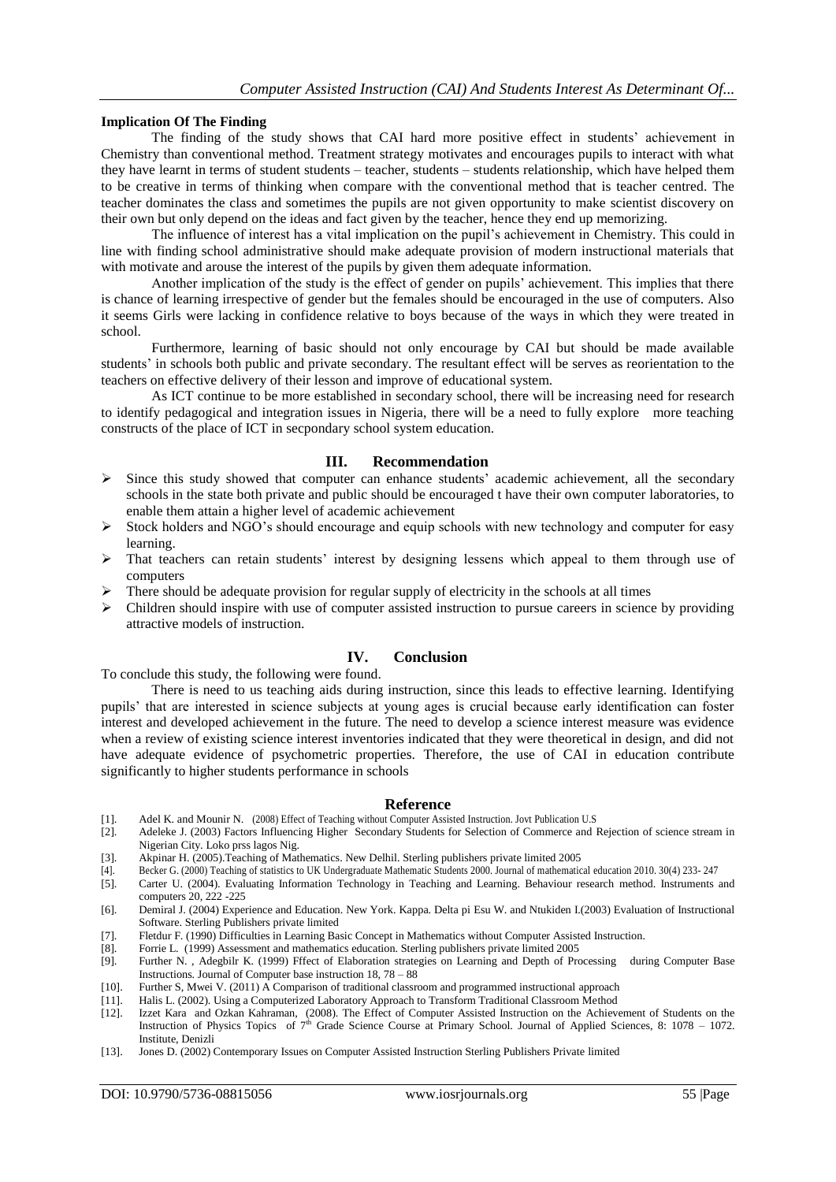**Implication Of The Finding**

The finding of the study shows that CAI hard more positive effect in students' achievement in Chemistry than conventional method. Treatment strategy motivates and encourages pupils to interact with what they have learnt in terms of student students – teacher, students – students relationship, which have helped them to be creative in terms of thinking when compare with the conventional method that is teacher centred. The teacher dominates the class and sometimes the pupils are not given opportunity to make scientist discovery on their own but only depend on the ideas and fact given by the teacher, hence they end up memorizing.

The influence of interest has a vital implication on the pupil's achievement in Chemistry. This could in line with finding school administrative should make adequate provision of modern instructional materials that with motivate and arouse the interest of the pupils by given them adequate information.

Another implication of the study is the effect of gender on pupils' achievement. This implies that there is chance of learning irrespective of gender but the females should be encouraged in the use of computers. Also it seems Girls were lacking in confidence relative to boys because of the ways in which they were treated in school.

Furthermore, learning of basic should not only encourage by CAI but should be made available students' in schools both public and private secondary. The resultant effect will be serves as reorientation to the teachers on effective delivery of their lesson and improve of educational system.

As ICT continue to be more established in secondary school, there will be increasing need for research to identify pedagogical and integration issues in Nigeria, there will be a need to fully explore more teaching constructs of the place of ICT in secpondary school system education.

## III. Recommendation

- Since this study showed that computer can enhance students' academic achievement, all the secondary schools in the state both private and public should be encouraged t have their own computer laboratories, to enable them attain a higher level of academic achievement
- Stock holders and NGO's should encourage and equip schools with new technology and computer for easy learning.
- That teachers can retain students' interest by designing lessens which appeal to them through use of computers
- There should be adequate provision for regular supply of electricity in the schools at all times
- Children should inspire with use of computer assisted instruction to pursue careers in science by providing attractive models of instruction.

## IV. Conclusion

To conclude this study, the following were found.

There is need to us teaching aids during instruction, since this leads to effective learning. Identifying pupils' that are interested in science subjects at young ages is crucial because early identification can foster interest and developed achievement in the future. The need to develop a science interest measure was evidence when a review of existing science interest inventories indicated that they were theoretical in design, and did not have adequate evidence of psychometric properties. Therefore, the use of CAI in education contribute significantly to higher students performance in schools

## Reference

[1]. Adel K. and Mounir N. (2008) Effect of Teaching without Computer Assisted Instruction. Jovt Publication U.S
[2]. Adeleke J. (2003) Factors Influencing Higher Secondary Students for Selection of Commerce and Rejection of science stream in Nigerian City. Loko prss lagos Nig.
[3]. Akpinar H. (2005).Teaching of Mathematics. New Delhil. Sterling publishers private limited 2005
[4]. Becker G. (2000) Teaching of statistics to UK Undergraduate Mathematic Students 2000. Journal of mathematical education 2010. 30(4) 233- 247
[5]. Carter U. (2004). Evaluating Information Technology in Teaching and Learning. Behaviour research method. Instruments and computers 20, 222 -225
[6]. Demiral J. (2004) Experience and Education. New York. Kappa. Delta pi Esu W. and Ntukiden I.(2003) Evaluation of Instructional Software. Sterling Publishers private limited
[7]. Fletdur F. (1990) Difficulties in Learning Basic Concept in Mathematics without Computer Assisted Instruction.
[8]. Forrie L. (1999) Assessment and mathematics education. Sterling publishers private limited 2005
[9]. Further N. , Adegbilr K. (1999) Fffect of Elaboration strategies on Learning and Depth of Processing during Computer Base Instructions. Journal of Computer base instruction 18, 78 – 88
[10]. Further S, Mwei V. (2011) A Comparison of traditional classroom and programmed instructional approach
[11]. Halis L. (2002). Using a Computerized Laboratory Approach to Transform Traditional Classroom Method
[12]. Izzet Kara and Ozkan Kahraman, (2008). The Effect of Computer Assisted Instruction on the Achievement of Students on the Instruction of Physics Topics of 7th Grade Science Course at Primary School. Journal of Applied Sciences, 8: 1078 – 1072. Institute, Denizli
[13]. Jones D. (2002) Contemporary Issues on Computer Assisted Instruction Sterling Publishers Private limited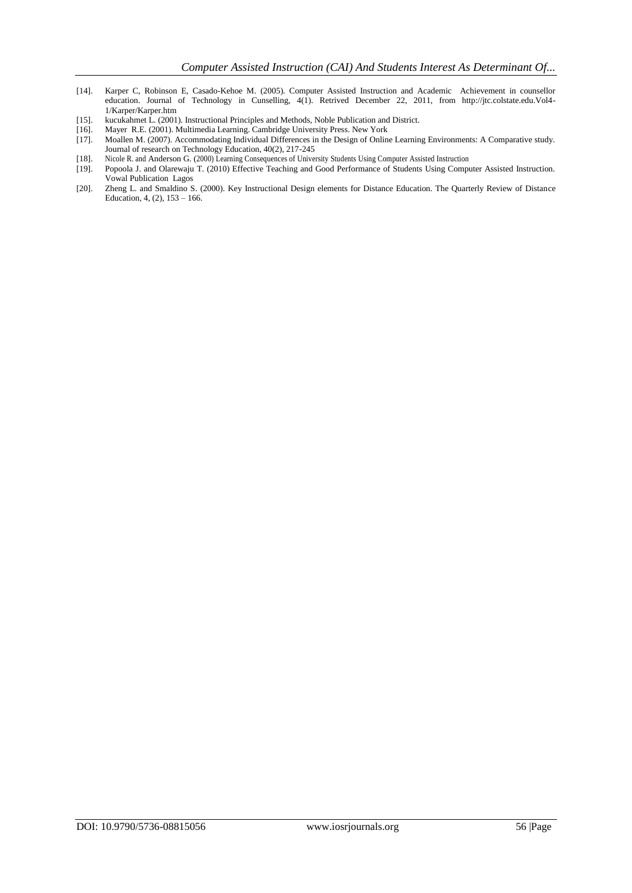[14]. Karper C, Robinson E, Casado-Kehoe M. (2005). Computer Assisted Instruction and Academic Achievement in counsellor education. Journal of Technology in Cunselling, 4(1). Retrived December 22, 2011, from http://jtc.colstate.edu.Vol4-1/Karper/Karper.htm

[15]. kucukahmet L. (2001). Instructional Principles and Methods, Noble Publication and District.

[16]. Mayer R.E. (2001). Multimedia Learning. Cambridge University Press. New York

[17]. Moallen M. (2007). Accommodating Individual Differences in the Design of Online Learning Environments: A Comparative study. Journal of research on Technology Education, 40(2), 217-245

[18]. Nicole R. and Anderson G. (2000) Learning Consequences of University Students Using Computer Assisted Instruction

[19]. Popoola J. and Olarewaju T. (2010) Effective Teaching and Good Performance of Students Using Computer Assisted Instruction. Vowal Publication Lagos

[20]. Zheng L. and Smaldino S. (2000). Key Instructional Design elements for Distance Education. The Quarterly Review of Distance Education, 4, (2), 153 – 166.